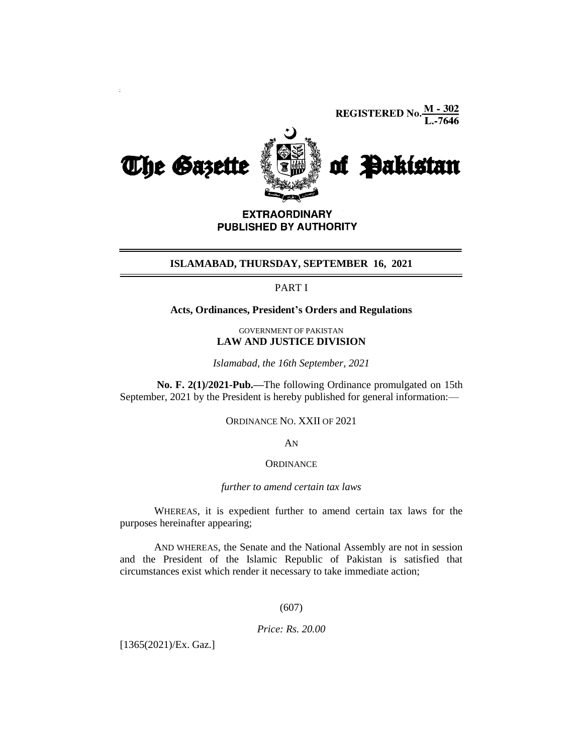REGISTERED No. M - 302 / L.-7646

# The Gazette of Pakistan

**EXTRAORDINARY**
**PUBLISHED BY AUTHORITY**

**ISLAMABAD, THURSDAY, SEPTEMBER 16, 2021**

PART I

**Acts, Ordinances, President's Orders and Regulations**

GOVERNMENT OF PAKISTAN
**LAW AND JUSTICE DIVISION**

*Islamabad, the 16th September, 2021*

**No. F. 2(1)/2021-Pub.—**The following Ordinance promulgated on 15th September, 2021 by the President is hereby published for general information:—

ORDINANCE NO. XXII OF 2021

AN

ORDINANCE

*further to amend certain tax laws*

WHEREAS, it is expedient further to amend certain tax laws for the purposes hereinafter appearing;

AND WHEREAS, the Senate and the National Assembly are not in session and the President of the Islamic Republic of Pakistan is satisfied that circumstances exist which render it necessary to take immediate action;

(607)

*Price: Rs. 20.00*

[1365(2021)/Ex. Gaz.]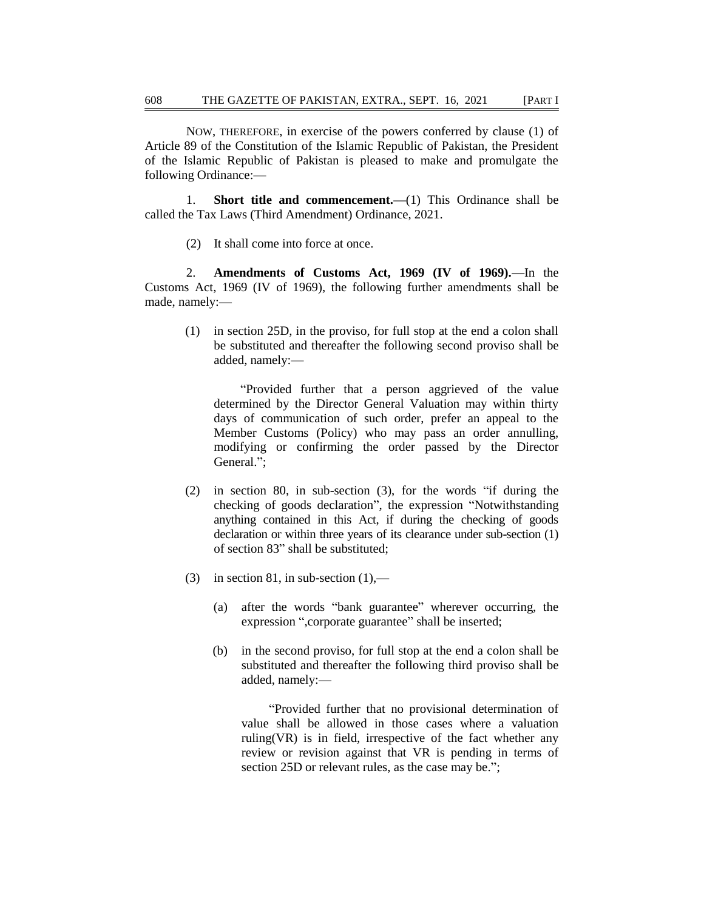NOW, THEREFORE, in exercise of the powers conferred by clause (1) of Article 89 of the Constitution of the Islamic Republic of Pakistan, the President of the Islamic Republic of Pakistan is pleased to make and promulgate the following Ordinance:—

1. **Short title and commencement.—**(1) This Ordinance shall be called the Tax Laws (Third Amendment) Ordinance, 2021.

(2) It shall come into force at once.

2. **Amendments of Customs Act, 1969 (IV of 1969).—**In the Customs Act, 1969 (IV of 1969), the following further amendments shall be made, namely:—

(1) in section 25D, in the proviso, for full stop at the end a colon shall be substituted and thereafter the following second proviso shall be added, namely:—

"Provided further that a person aggrieved of the value determined by the Director General Valuation may within thirty days of communication of such order, prefer an appeal to the Member Customs (Policy) who may pass an order annulling, modifying or confirming the order passed by the Director General.";

(2) in section 80, in sub-section (3), for the words "if during the checking of goods declaration", the expression "Notwithstanding anything contained in this Act, if during the checking of goods declaration or within three years of its clearance under sub-section (1) of section 83" shall be substituted;

(3) in section 81, in sub-section (1),—

(a) after the words "bank guarantee" wherever occurring, the expression ",corporate guarantee" shall be inserted;

(b) in the second proviso, for full stop at the end a colon shall be substituted and thereafter the following third proviso shall be added, namely:—

"Provided further that no provisional determination of value shall be allowed in those cases where a valuation ruling(VR) is in field, irrespective of the fact whether any review or revision against that VR is pending in terms of section 25D or relevant rules, as the case may be.";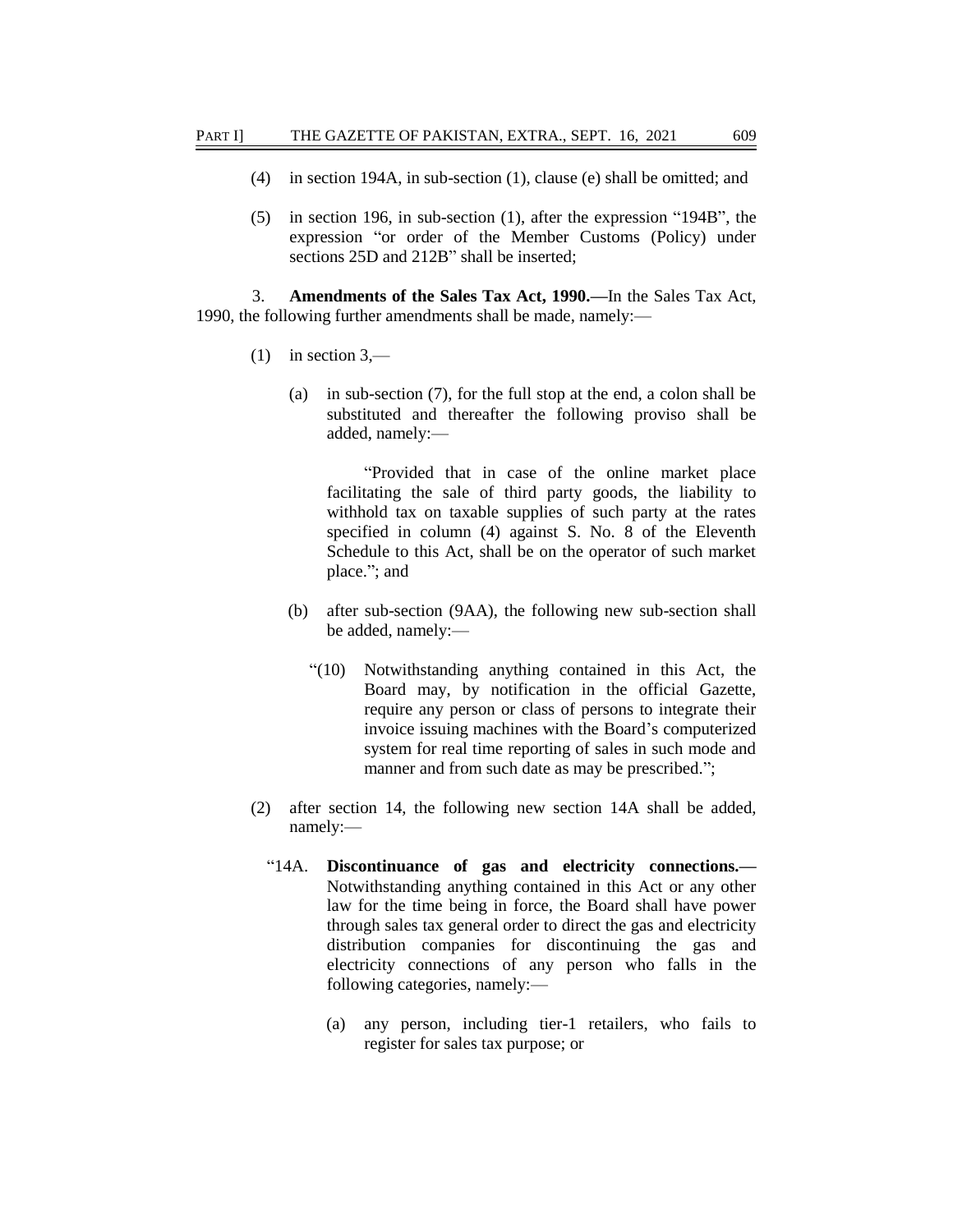(4) in section 194A, in sub-section (1), clause (e) shall be omitted; and

(5) in section 196, in sub-section (1), after the expression "194B", the expression "or order of the Member Customs (Policy) under sections 25D and 212B" shall be inserted;

3. **Amendments of the Sales Tax Act, 1990.—**In the Sales Tax Act, 1990, the following further amendments shall be made, namely:—

(1) in section 3,—

(a) in sub-section (7), for the full stop at the end, a colon shall be substituted and thereafter the following proviso shall be added, namely:—

"Provided that in case of the online market place facilitating the sale of third party goods, the liability to withhold tax on taxable supplies of such party at the rates specified in column (4) against S. No. 8 of the Eleventh Schedule to this Act, shall be on the operator of such market place."; and

(b) after sub-section (9AA), the following new sub-section shall be added, namely:—

"(10) Notwithstanding anything contained in this Act, the Board may, by notification in the official Gazette, require any person or class of persons to integrate their invoice issuing machines with the Board's computerized system for real time reporting of sales in such mode and manner and from such date as may be prescribed.";

(2) after section 14, the following new section 14A shall be added, namely:—

"14A. **Discontinuance of gas and electricity connections.—** Notwithstanding anything contained in this Act or any other law for the time being in force, the Board shall have power through sales tax general order to direct the gas and electricity distribution companies for discontinuing the gas and electricity connections of any person who falls in the following categories, namely:—

(a) any person, including tier-1 retailers, who fails to register for sales tax purpose; or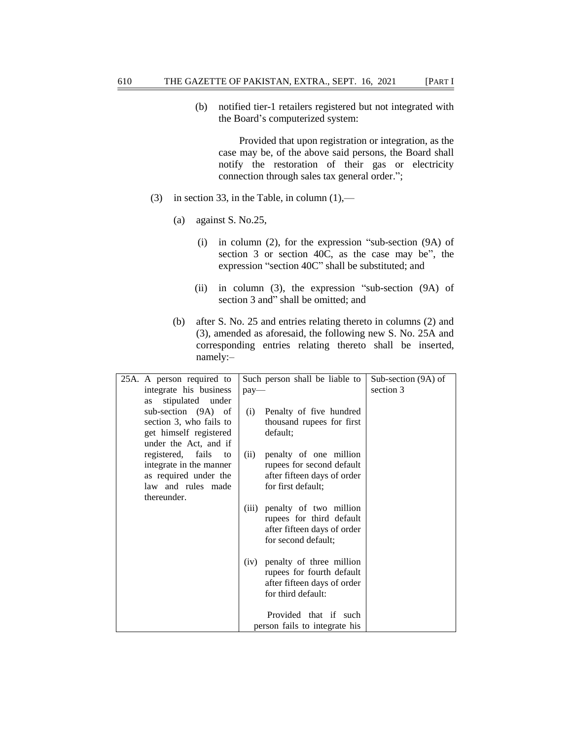(b) notified tier-1 retailers registered but not integrated with the Board's computerized system:

Provided that upon registration or integration, as the case may be, of the above said persons, the Board shall notify the restoration of their gas or electricity connection through sales tax general order.";

(3) in section 33, in the Table, in column (1),—

(a) against S. No.25,

(i) in column (2), for the expression "sub-section (9A) of section 3 or section 40C, as the case may be", the expression "section 40C" shall be substituted; and

(ii) in column (3), the expression "sub-section (9A) of section 3 and" shall be omitted; and

(b) after S. No. 25 and entries relating thereto in columns (2) and (3), amended as aforesaid, the following new S. No. 25A and corresponding entries relating thereto shall be inserted, namely:–

| | | |
|---|---|---|
| 25A. A person required to integrate his business as stipulated under sub-section (9A) of section 3, who fails to get himself registered under the Act, and if registered, fails to integrate in the manner as required under the law and rules made thereunder. | Such person shall be liable to pay—<br><br>(i) Penalty of five hundred thousand rupees for first default;<br><br>(ii) penalty of one million rupees for second default after fifteen days of order for first default;<br><br>(iii) penalty of two million rupees for third default after fifteen days of order for second default;<br><br>(iv) penalty of three million rupees for fourth default after fifteen days of order for third default:<br><br>Provided that if such person fails to integrate his | Sub-section (9A) of section 3 |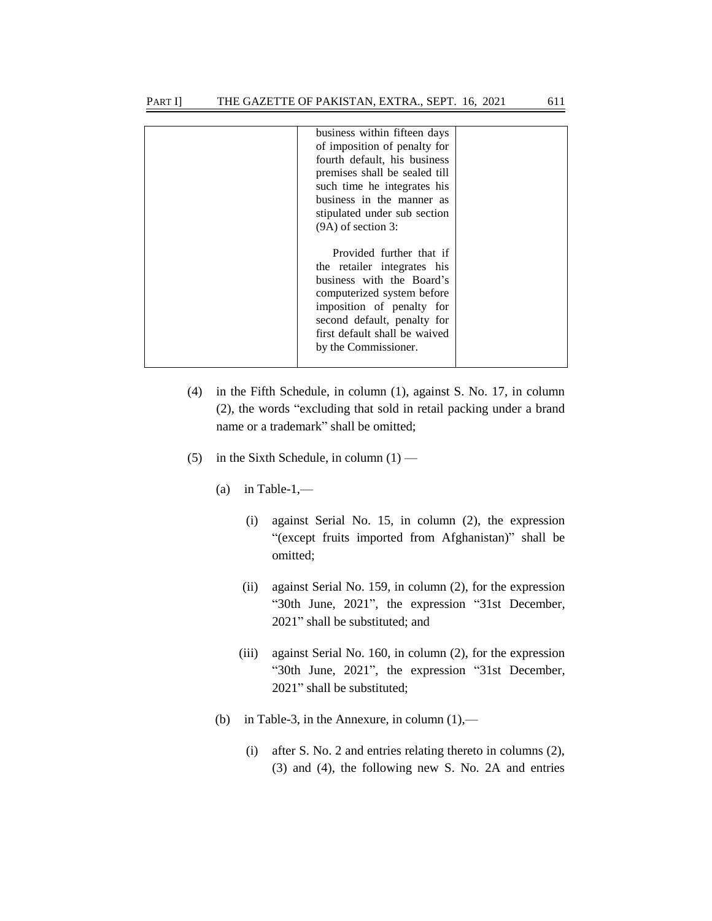| | | |
|---|---|---|
| | business within fifteen days of imposition of penalty for fourth default, his business premises shall be sealed till such time he integrates his business in the manner as stipulated under sub section (9A) of section 3:<br><br>Provided further that if the retailer integrates his business with the Board's computerized system before imposition of penalty for second default, penalty for first default shall be waived by the Commissioner. | |

(4) in the Fifth Schedule, in column (1), against S. No. 17, in column (2), the words "excluding that sold in retail packing under a brand name or a trademark" shall be omitted;

(5) in the Sixth Schedule, in column (1) —

(a) in Table-1,—

(i) against Serial No. 15, in column (2), the expression "(except fruits imported from Afghanistan)" shall be omitted;

(ii) against Serial No. 159, in column (2), for the expression "30th June, 2021", the expression "31st December, 2021" shall be substituted; and

(iii) against Serial No. 160, in column (2), for the expression "30th June, 2021", the expression "31st December, 2021" shall be substituted;

(b) in Table-3, in the Annexure, in column (1),—

(i) after S. No. 2 and entries relating thereto in columns (2), (3) and (4), the following new S. No. 2A and entries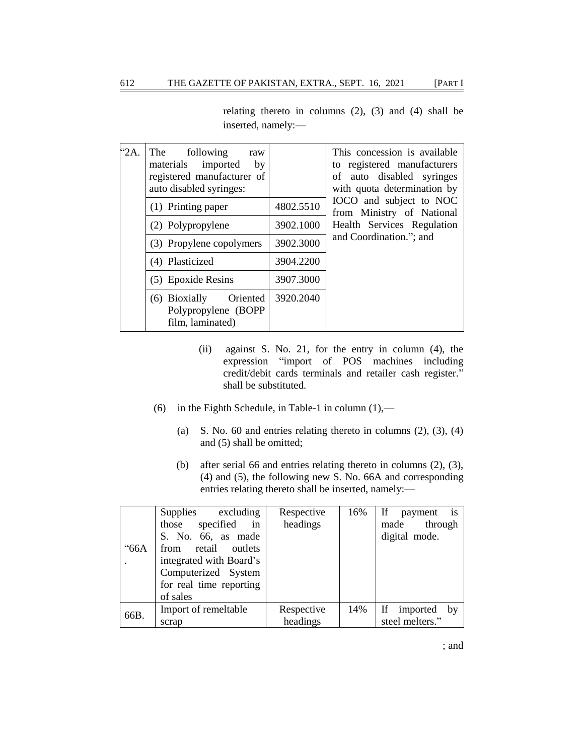relating thereto in columns (2), (3) and (4) shall be inserted, namely:—

| | | | |
|---|---|---|---|
| "2A. | The following raw materials imported by registered manufacturer of auto disabled syringes: | | This concession is available to registered manufacturers of auto disabled syringes with quota determination by IOCO and subject to NOC from Ministry of National Health Services Regulation and Coordination."; and |
| | (1) Printing paper | 4802.5510 | |
| | (2) Polypropylene | 3902.1000 | |
| | (3) Propylene copolymers | 3902.3000 | |
| | (4) Plasticized | 3904.2200 | |
| | (5) Epoxide Resins | 3907.3000 | |
| | (6) Bioxially Oriented Polypropylene (BOPP film, laminated) | 3920.2040 | |

(ii) against S. No. 21, for the entry in column (4), the expression "import of POS machines including credit/debit cards terminals and retailer cash register." shall be substituted.

(6) in the Eighth Schedule, in Table-1 in column (1),—

(a) S. No. 60 and entries relating thereto in columns (2), (3), (4) and (5) shall be omitted;

(b) after serial 66 and entries relating thereto in columns (2), (3), (4) and (5), the following new S. No. 66A and corresponding entries relating thereto shall be inserted, namely:—

| | | | | |
|---|---|---|---|---|
| "66A. | Supplies excluding those specified in S. No. 66, as made from retail outlets integrated with Board's Computerized System for real time reporting of sales | Respective headings | 16% | If payment is made through digital mode. |
| 66B. | Import of remeltable scrap | Respective headings | 14% | If imported by steel melters." |

; and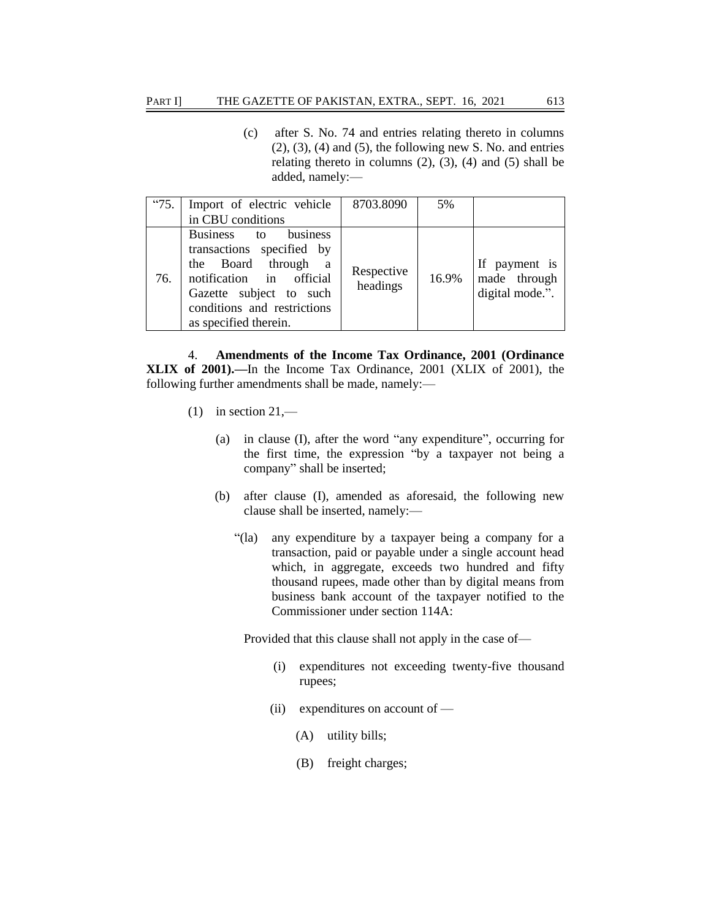(c) after S. No. 74 and entries relating thereto in columns (2), (3), (4) and (5), the following new S. No. and entries relating thereto in columns (2), (3), (4) and (5) shall be added, namely:—

| | | | | |
|---|---|---|---|---|
| "75. | Import of electric vehicle in CBU conditions | 8703.8090 | 5% | |
| 76. | Business to business transactions specified by the Board through a notification in official Gazette subject to such conditions and restrictions as specified therein. | Respective headings | 16.9% | If payment is made through digital mode.". |

4. **Amendments of the Income Tax Ordinance, 2001 (Ordinance XLIX of 2001).—**In the Income Tax Ordinance, 2001 (XLIX of 2001), the following further amendments shall be made, namely:—

(1) in section 21,—

(a) in clause (I), after the word "any expenditure", occurring for the first time, the expression "by a taxpayer not being a company" shall be inserted;

(b) after clause (I), amended as aforesaid, the following new clause shall be inserted, namely:—

"(la) any expenditure by a taxpayer being a company for a transaction, paid or payable under a single account head which, in aggregate, exceeds two hundred and fifty thousand rupees, made other than by digital means from business bank account of the taxpayer notified to the Commissioner under section 114A:

Provided that this clause shall not apply in the case of—

(i) expenditures not exceeding twenty-five thousand rupees;

(ii) expenditures on account of —

(A) utility bills;

(B) freight charges;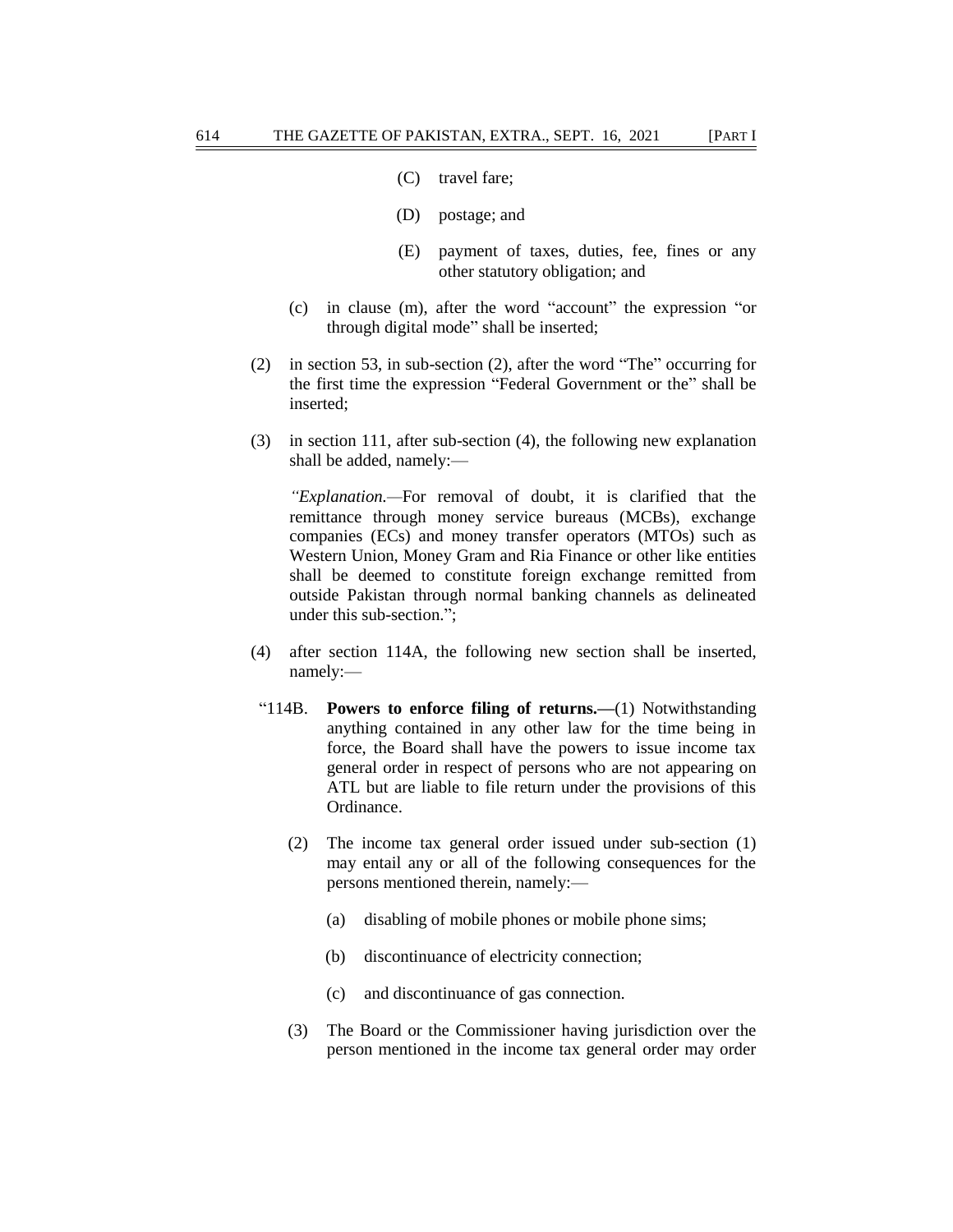(C) travel fare;

(D) postage; and

(E) payment of taxes, duties, fee, fines or any other statutory obligation; and

(c) in clause (m), after the word "account" the expression "or through digital mode" shall be inserted;

(2) in section 53, in sub-section (2), after the word "The" occurring for the first time the expression "Federal Government or the" shall be inserted;

(3) in section 111, after sub-section (4), the following new explanation shall be added, namely:—

*"Explanation.*—For removal of doubt, it is clarified that the remittance through money service bureaus (MCBs), exchange companies (ECs) and money transfer operators (MTOs) such as Western Union, Money Gram and Ria Finance or other like entities shall be deemed to constitute foreign exchange remitted from outside Pakistan through normal banking channels as delineated under this sub-section.";

(4) after section 114A, the following new section shall be inserted, namely:—

"114B. **Powers to enforce filing of returns.—**(1) Notwithstanding anything contained in any other law for the time being in force, the Board shall have the powers to issue income tax general order in respect of persons who are not appearing on ATL but are liable to file return under the provisions of this Ordinance.

(2) The income tax general order issued under sub-section (1) may entail any or all of the following consequences for the persons mentioned therein, namely:—

(a) disabling of mobile phones or mobile phone sims;

(b) discontinuance of electricity connection;

(c) and discontinuance of gas connection.

(3) The Board or the Commissioner having jurisdiction over the person mentioned in the income tax general order may order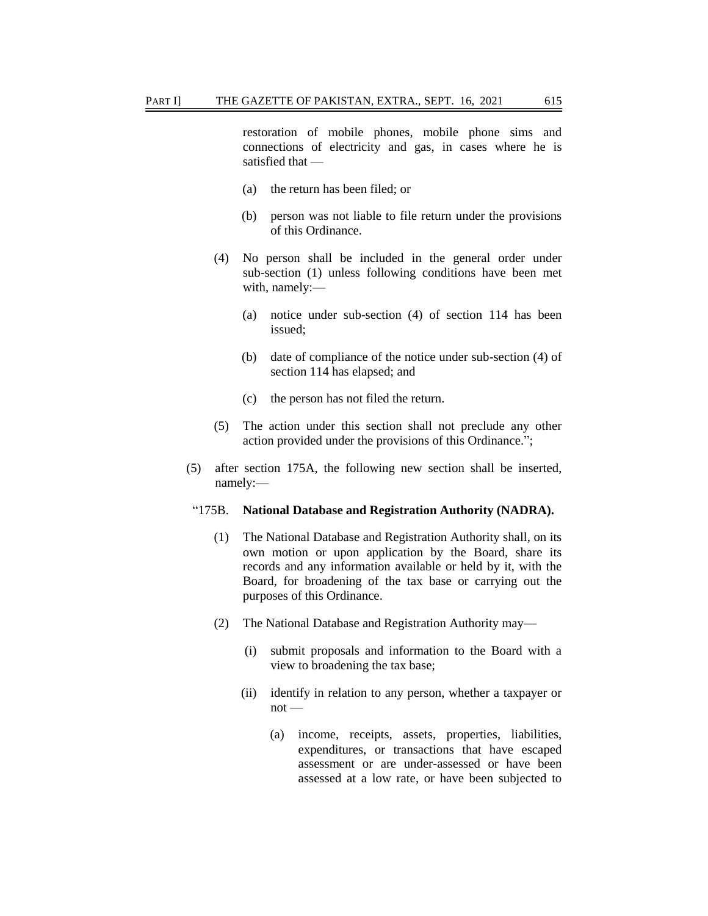restoration of mobile phones, mobile phone sims and connections of electricity and gas, in cases where he is satisfied that —

(a) the return has been filed; or

(b) person was not liable to file return under the provisions of this Ordinance.

(4) No person shall be included in the general order under sub-section (1) unless following conditions have been met with, namely:—

(a) notice under sub-section (4) of section 114 has been issued;

(b) date of compliance of the notice under sub-section (4) of section 114 has elapsed; and

(c) the person has not filed the return.

(5) The action under this section shall not preclude any other action provided under the provisions of this Ordinance.";

(5) after section 175A, the following new section shall be inserted, namely:—

"175B. **National Database and Registration Authority (NADRA).**

(1) The National Database and Registration Authority shall, on its own motion or upon application by the Board, share its records and any information available or held by it, with the Board, for broadening of the tax base or carrying out the purposes of this Ordinance.

(2) The National Database and Registration Authority may—

(i) submit proposals and information to the Board with a view to broadening the tax base;

(ii) identify in relation to any person, whether a taxpayer or not —

(a) income, receipts, assets, properties, liabilities, expenditures, or transactions that have escaped assessment or are under-assessed or have been assessed at a low rate, or have been subjected to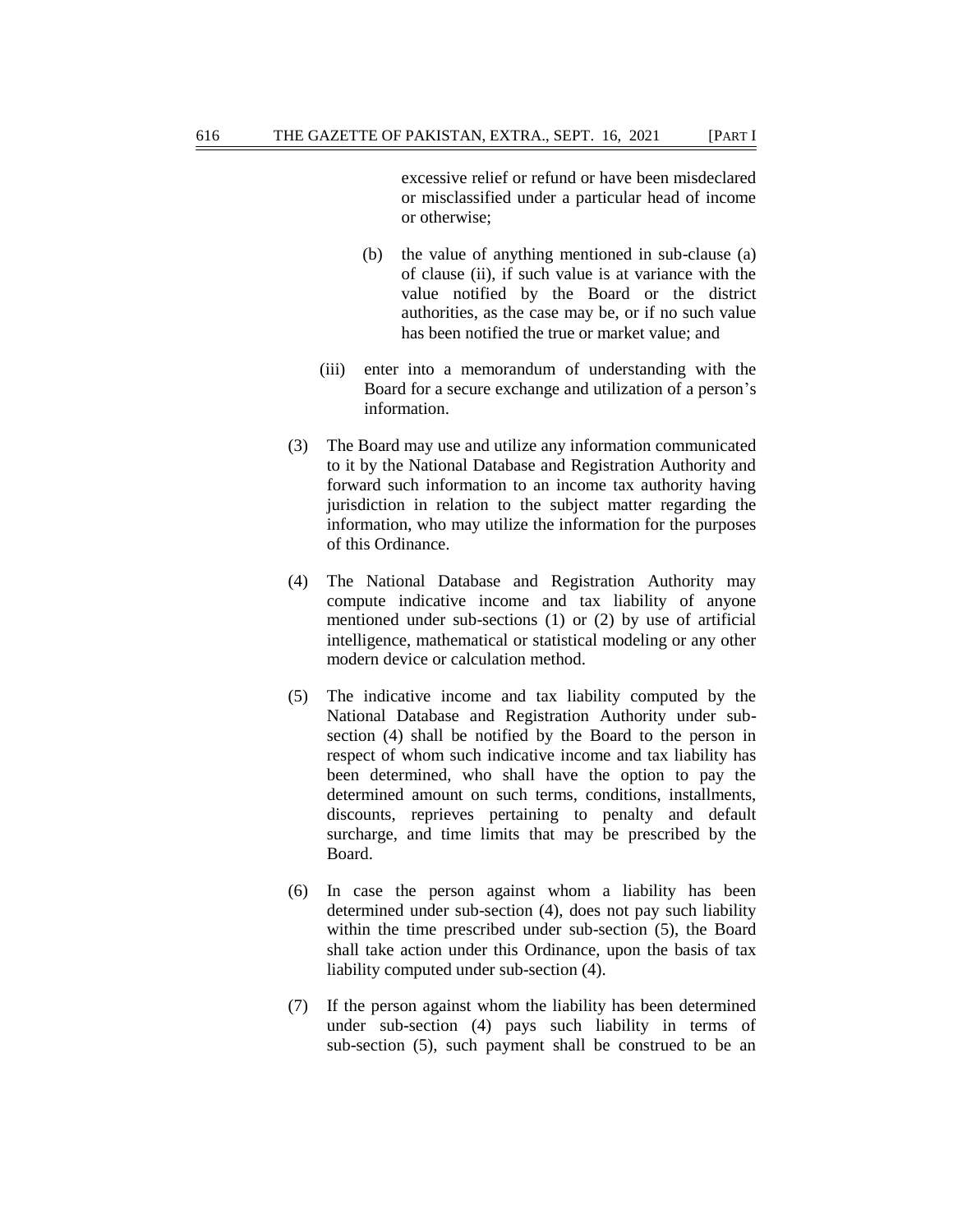excessive relief or refund or have been misdeclared or misclassified under a particular head of income or otherwise;

(b) the value of anything mentioned in sub-clause (a) of clause (ii), if such value is at variance with the value notified by the Board or the district authorities, as the case may be, or if no such value has been notified the true or market value; and

(iii) enter into a memorandum of understanding with the Board for a secure exchange and utilization of a person's information.

(3) The Board may use and utilize any information communicated to it by the National Database and Registration Authority and forward such information to an income tax authority having jurisdiction in relation to the subject matter regarding the information, who may utilize the information for the purposes of this Ordinance.

(4) The National Database and Registration Authority may compute indicative income and tax liability of anyone mentioned under sub-sections (1) or (2) by use of artificial intelligence, mathematical or statistical modeling or any other modern device or calculation method.

(5) The indicative income and tax liability computed by the National Database and Registration Authority under sub-section (4) shall be notified by the Board to the person in respect of whom such indicative income and tax liability has been determined, who shall have the option to pay the determined amount on such terms, conditions, installments, discounts, reprieves pertaining to penalty and default surcharge, and time limits that may be prescribed by the Board.

(6) In case the person against whom a liability has been determined under sub-section (4), does not pay such liability within the time prescribed under sub-section (5), the Board shall take action under this Ordinance, upon the basis of tax liability computed under sub-section (4).

(7) If the person against whom the liability has been determined under sub-section (4) pays such liability in terms of sub-section (5), such payment shall be construed to be an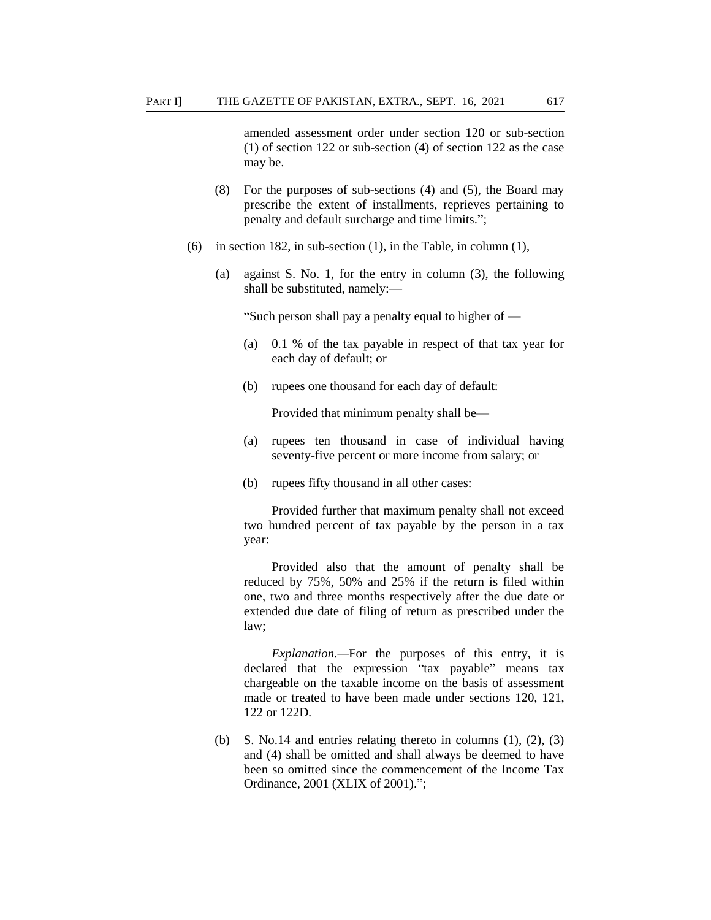amended assessment order under section 120 or sub-section (1) of section 122 or sub-section (4) of section 122 as the case may be.

(8) For the purposes of sub-sections (4) and (5), the Board may prescribe the extent of installments, reprieves pertaining to penalty and default surcharge and time limits.";

(6) in section 182, in sub-section (1), in the Table, in column (1),

(a) against S. No. 1, for the entry in column (3), the following shall be substituted, namely:—

"Such person shall pay a penalty equal to higher of —

(a) 0.1 % of the tax payable in respect of that tax year for each day of default; or

(b) rupees one thousand for each day of default:

Provided that minimum penalty shall be—

(a) rupees ten thousand in case of individual having seventy-five percent or more income from salary; or

(b) rupees fifty thousand in all other cases:

Provided further that maximum penalty shall not exceed two hundred percent of tax payable by the person in a tax year:

Provided also that the amount of penalty shall be reduced by 75%, 50% and 25% if the return is filed within one, two and three months respectively after the due date or extended due date of filing of return as prescribed under the law;

*Explanation.*—For the purposes of this entry, it is declared that the expression "tax payable" means tax chargeable on the taxable income on the basis of assessment made or treated to have been made under sections 120, 121, 122 or 122D.

(b) S. No.14 and entries relating thereto in columns (1), (2), (3) and (4) shall be omitted and shall always be deemed to have been so omitted since the commencement of the Income Tax Ordinance, 2001 (XLIX of 2001).";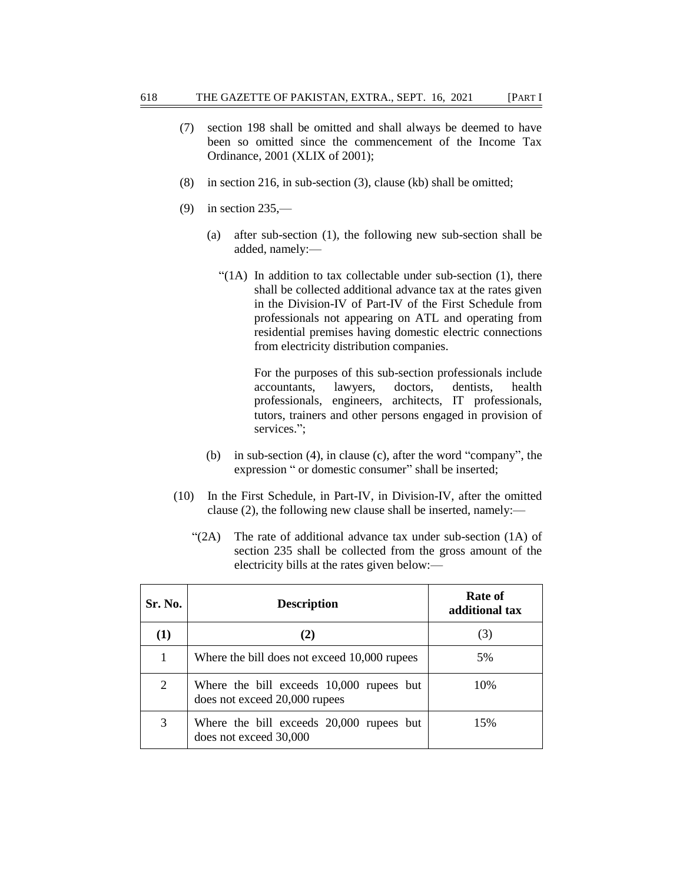(7) section 198 shall be omitted and shall always be deemed to have been so omitted since the commencement of the Income Tax Ordinance, 2001 (XLIX of 2001);

(8) in section 216, in sub-section (3), clause (kb) shall be omitted;

(9) in section 235,—

(a) after sub-section (1), the following new sub-section shall be added, namely:—

"(1A) In addition to tax collectable under sub-section (1), there shall be collected additional advance tax at the rates given in the Division-IV of Part-IV of the First Schedule from professionals not appearing on ATL and operating from residential premises having domestic electric connections from electricity distribution companies.

For the purposes of this sub-section professionals include accountants, lawyers, doctors, dentists, health professionals, engineers, architects, IT professionals, tutors, trainers and other persons engaged in provision of services.";

(b) in sub-section (4), in clause (c), after the word "company", the expression " or domestic consumer" shall be inserted;

(10) In the First Schedule, in Part-IV, in Division-IV, after the omitted clause (2), the following new clause shall be inserted, namely:—

"(2A) The rate of additional advance tax under sub-section (1A) of section 235 shall be collected from the gross amount of the electricity bills at the rates given below:—

| Sr. No. | Description | Rate of additional tax |
|---|---|---|
| **(1)** | **(2)** | (3) |
| 1 | Where the bill does not exceed 10,000 rupees | 5% |
| 2 | Where the bill exceeds 10,000 rupees but does not exceed 20,000 rupees | 10% |
| 3 | Where the bill exceeds 20,000 rupees but does not exceed 30,000 | 15% |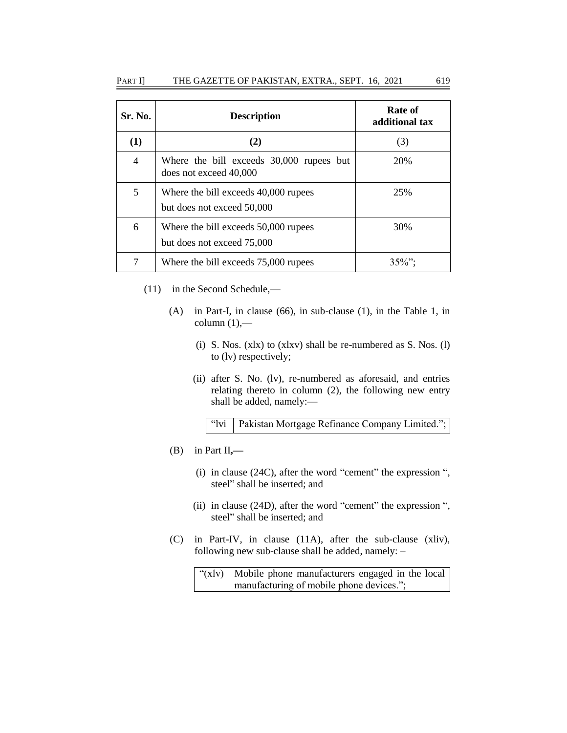| Sr. No. | Description | Rate of additional tax |
|---|---|---|
| **(1)** | **(2)** | (3) |
| 4 | Where the bill exceeds 30,000 rupees but does not exceed 40,000 | 20% |
| 5 | Where the bill exceeds 40,000 rupees but does not exceed 50,000 | 25% |
| 6 | Where the bill exceeds 50,000 rupees but does not exceed 75,000 | 30% |
| 7 | Where the bill exceeds 75,000 rupees | 35%"; |

(11) in the Second Schedule,—

(A) in Part-I, in clause (66), in sub-clause (1), in the Table 1, in column (1),—

(i) S. Nos. (xlx) to (xlxv) shall be re-numbered as S. Nos. (l) to (lv) respectively;

(ii) after S. No. (lv), re-numbered as aforesaid, and entries relating thereto in column (2), the following new entry shall be added, namely:—

| "lvi | Pakistan Mortgage Refinance Company Limited."; |
|---|---|

(B) in Part II,—

(i) in clause (24C), after the word "cement" the expression ", steel" shall be inserted; and

(ii) in clause (24D), after the word "cement" the expression ", steel" shall be inserted; and

(C) in Part-IV, in clause (11A), after the sub-clause (xliv), following new sub-clause shall be added, namely: –

| "(xlv) | Mobile phone manufacturers engaged in the local manufacturing of mobile phone devices."; |
|---|---|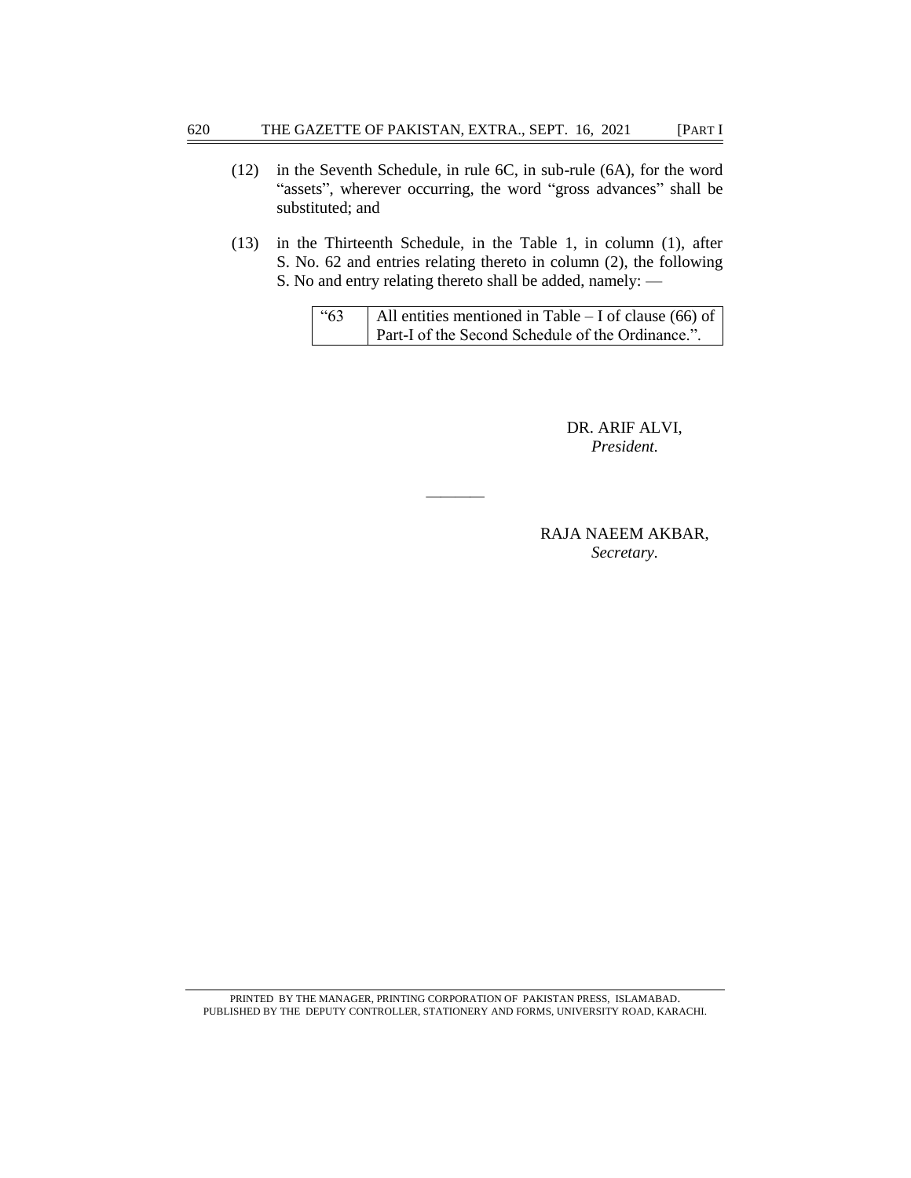(12) in the Seventh Schedule, in rule 6C, in sub-rule (6A), for the word "assets", wherever occurring, the word "gross advances" shall be substituted; and

(13) in the Thirteenth Schedule, in the Table 1, in column (1), after S. No. 62 and entries relating thereto in column (2), the following S. No and entry relating thereto shall be added, namely: —

| | |
|---|---|
| "63 | All entities mentioned in Table – I of clause (66) of Part-I of the Second Schedule of the Ordinance.". |

DR. ARIF ALVI,
*President.*

———

RAJA NAEEM AKBAR,
*Secretary.*

PRINTED BY THE MANAGER, PRINTING CORPORATION OF PAKISTAN PRESS, ISLAMABAD.
PUBLISHED BY THE DEPUTY CONTROLLER, STATIONERY AND FORMS, UNIVERSITY ROAD, KARACHI.